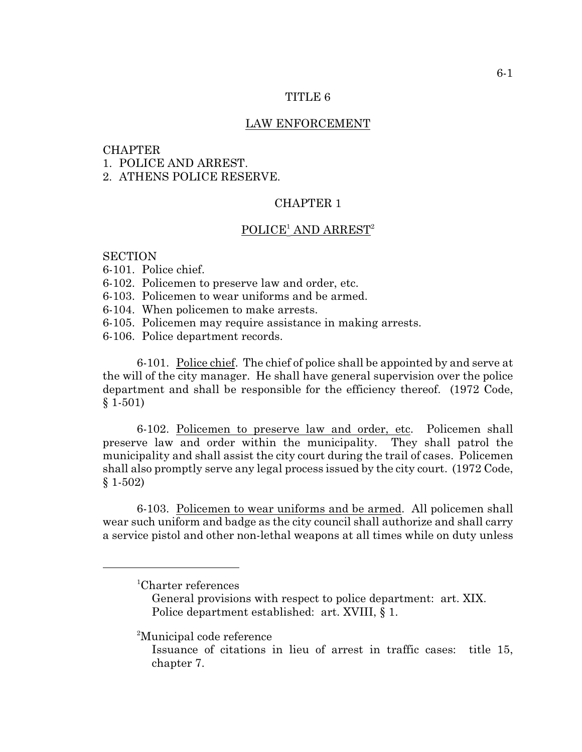# TITLE 6

## LAW ENFORCEMENT

CHAPTER
1. POLICE AND ARREST.
2. ATHENS POLICE RESERVE.

## CHAPTER 1

## POLICE[1] AND ARREST[2]

SECTION
6-101. Police chief.
6-102. Policemen to preserve law and order, etc.
6-103. Policemen to wear uniforms and be armed.
6-104. When policemen to make arrests.
6-105. Policemen may require assistance in making arrests.
6-106. Police department records.

6-101. Police chief. The chief of police shall be appointed by and serve at the will of the city manager. He shall have general supervision over the police department and shall be responsible for the efficiency thereof. (1972 Code, § 1-501)

6-102. Policemen to preserve law and order, etc. Policemen shall preserve law and order within the municipality. They shall patrol the municipality and shall assist the city court during the trail of cases. Policemen shall also promptly serve any legal process issued by the city court. (1972 Code, § 1-502)

6-103. Policemen to wear uniforms and be armed. All policemen shall wear such uniform and badge as the city council shall authorize and shall carry a service pistol and other non-lethal weapons at all times while on duty unless

---

[1]Charter references
General provisions with respect to police department: art. XIX.
Police department established: art. XVIII, § 1.

[2]Municipal code reference
Issuance of citations in lieu of arrest in traffic cases: title 15, chapter 7.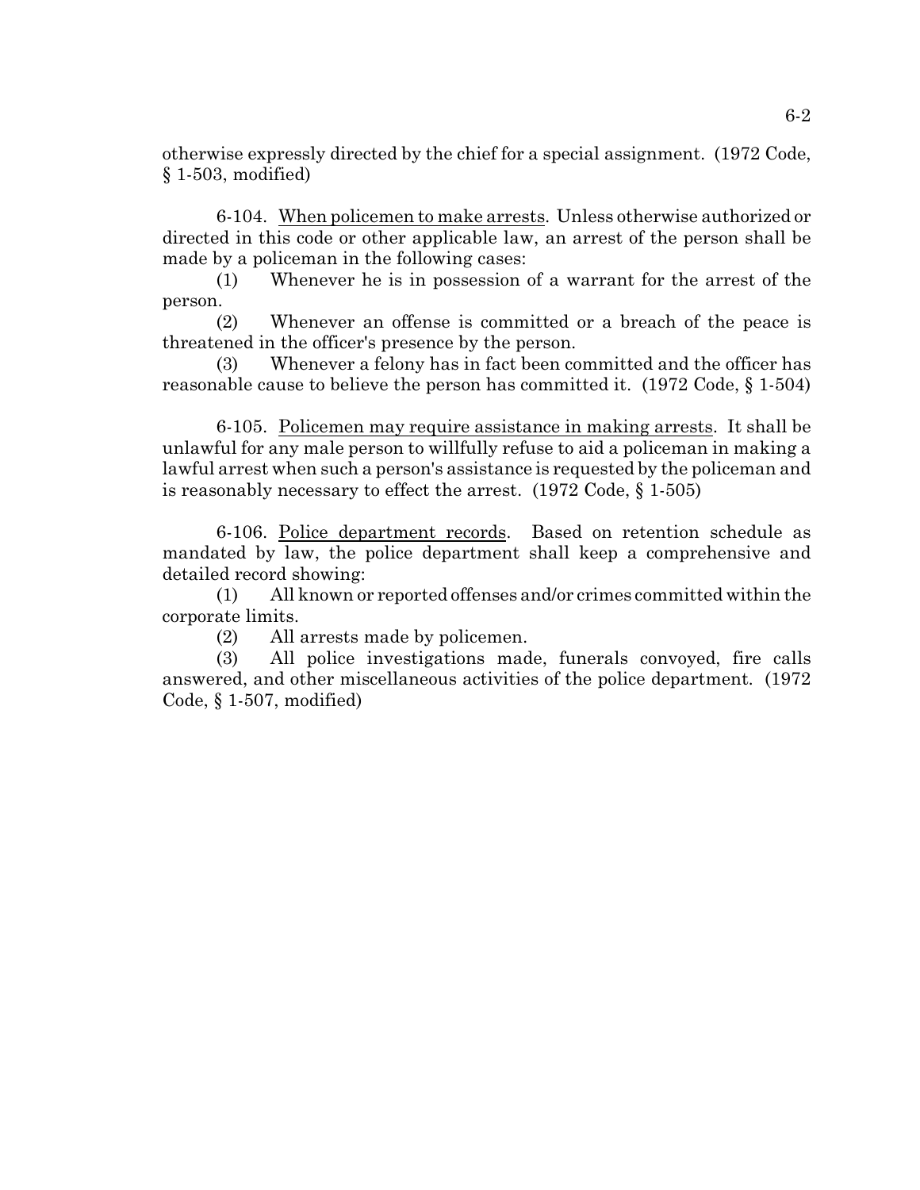otherwise expressly directed by the chief for a special assignment. (1972 Code, § 1-503, modified)

6-104. When policemen to make arrests. Unless otherwise authorized or directed in this code or other applicable law, an arrest of the person shall be made by a policeman in the following cases:

(1) Whenever he is in possession of a warrant for the arrest of the person.

(2) Whenever an offense is committed or a breach of the peace is threatened in the officer's presence by the person.

(3) Whenever a felony has in fact been committed and the officer has reasonable cause to believe the person has committed it. (1972 Code, § 1-504)

6-105. Policemen may require assistance in making arrests. It shall be unlawful for any male person to willfully refuse to aid a policeman in making a lawful arrest when such a person's assistance is requested by the policeman and is reasonably necessary to effect the arrest. (1972 Code, § 1-505)

6-106. Police department records. Based on retention schedule as mandated by law, the police department shall keep a comprehensive and detailed record showing:

(1) All known or reported offenses and/or crimes committed within the corporate limits.

(2) All arrests made by policemen.

(3) All police investigations made, funerals convoyed, fire calls answered, and other miscellaneous activities of the police department. (1972 Code, § 1-507, modified)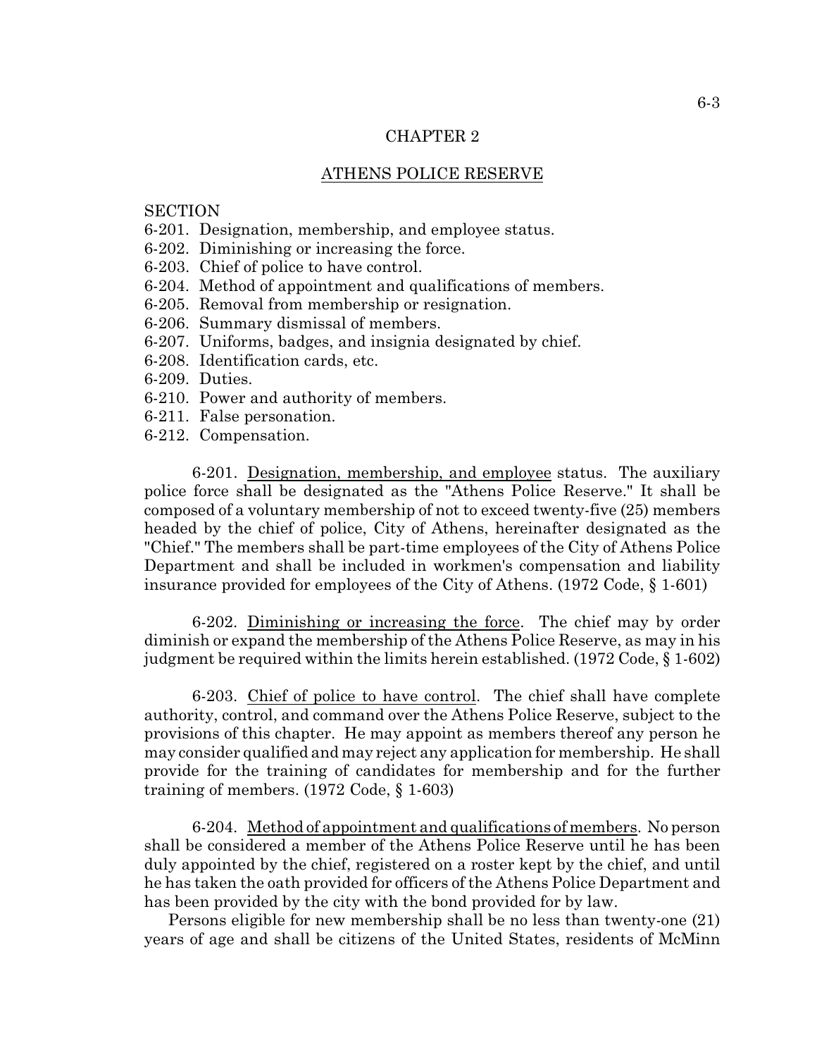# CHAPTER 2

## ATHENS POLICE RESERVE

SECTION

6-201. Designation, membership, and employee status.
6-202. Diminishing or increasing the force.
6-203. Chief of police to have control.
6-204. Method of appointment and qualifications of members.
6-205. Removal from membership or resignation.
6-206. Summary dismissal of members.
6-207. Uniforms, badges, and insignia designated by chief.
6-208. Identification cards, etc.
6-209. Duties.
6-210. Power and authority of members.
6-211. False personation.
6-212. Compensation.

6-201. Designation, membership, and employee status. The auxiliary police force shall be designated as the "Athens Police Reserve." It shall be composed of a voluntary membership of not to exceed twenty-five (25) members headed by the chief of police, City of Athens, hereinafter designated as the "Chief." The members shall be part-time employees of the City of Athens Police Department and shall be included in workmen's compensation and liability insurance provided for employees of the City of Athens. (1972 Code, § 1-601)

6-202. Diminishing or increasing the force. The chief may by order diminish or expand the membership of the Athens Police Reserve, as may in his judgment be required within the limits herein established. (1972 Code, § 1-602)

6-203. Chief of police to have control. The chief shall have complete authority, control, and command over the Athens Police Reserve, subject to the provisions of this chapter. He may appoint as members thereof any person he may consider qualified and may reject any application for membership. He shall provide for the training of candidates for membership and for the further training of members. (1972 Code, § 1-603)

6-204. Method of appointment and qualifications of members. No person shall be considered a member of the Athens Police Reserve until he has been duly appointed by the chief, registered on a roster kept by the chief, and until he has taken the oath provided for officers of the Athens Police Department and has been provided by the city with the bond provided for by law.

Persons eligible for new membership shall be no less than twenty-one (21) years of age and shall be citizens of the United States, residents of McMinn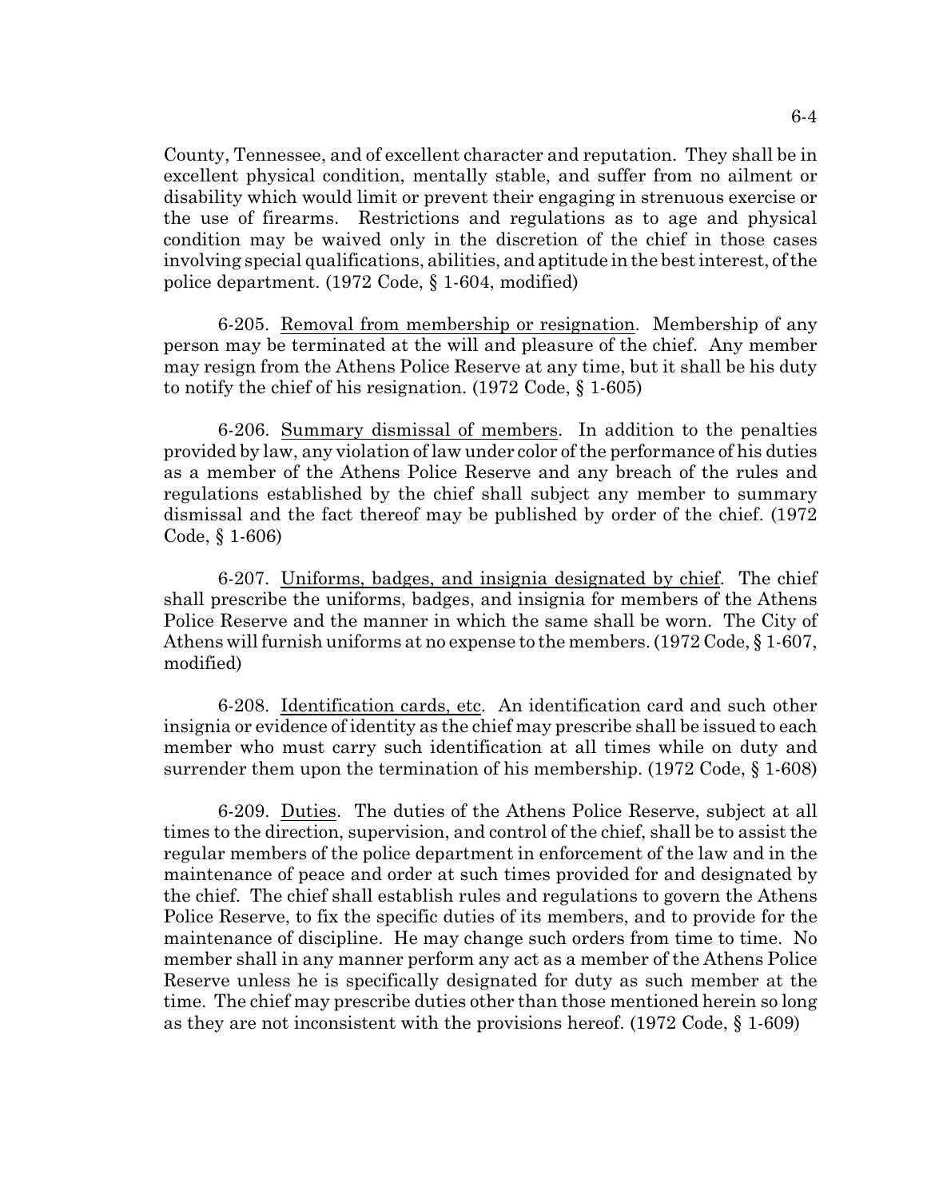County, Tennessee, and of excellent character and reputation. They shall be in excellent physical condition, mentally stable, and suffer from no ailment or disability which would limit or prevent their engaging in strenuous exercise or the use of firearms. Restrictions and regulations as to age and physical condition may be waived only in the discretion of the chief in those cases involving special qualifications, abilities, and aptitude in the best interest, of the police department. (1972 Code, § 1-604, modified)

6-205. Removal from membership or resignation. Membership of any person may be terminated at the will and pleasure of the chief. Any member may resign from the Athens Police Reserve at any time, but it shall be his duty to notify the chief of his resignation. (1972 Code, § 1-605)

6-206. Summary dismissal of members. In addition to the penalties provided by law, any violation of law under color of the performance of his duties as a member of the Athens Police Reserve and any breach of the rules and regulations established by the chief shall subject any member to summary dismissal and the fact thereof may be published by order of the chief. (1972 Code, § 1-606)

6-207. Uniforms, badges, and insignia designated by chief. The chief shall prescribe the uniforms, badges, and insignia for members of the Athens Police Reserve and the manner in which the same shall be worn. The City of Athens will furnish uniforms at no expense to the members. (1972 Code, § 1-607, modified)

6-208. Identification cards, etc. An identification card and such other insignia or evidence of identity as the chief may prescribe shall be issued to each member who must carry such identification at all times while on duty and surrender them upon the termination of his membership. (1972 Code, § 1-608)

6-209. Duties. The duties of the Athens Police Reserve, subject at all times to the direction, supervision, and control of the chief, shall be to assist the regular members of the police department in enforcement of the law and in the maintenance of peace and order at such times provided for and designated by the chief. The chief shall establish rules and regulations to govern the Athens Police Reserve, to fix the specific duties of its members, and to provide for the maintenance of discipline. He may change such orders from time to time. No member shall in any manner perform any act as a member of the Athens Police Reserve unless he is specifically designated for duty as such member at the time. The chief may prescribe duties other than those mentioned herein so long as they are not inconsistent with the provisions hereof. (1972 Code, § 1-609)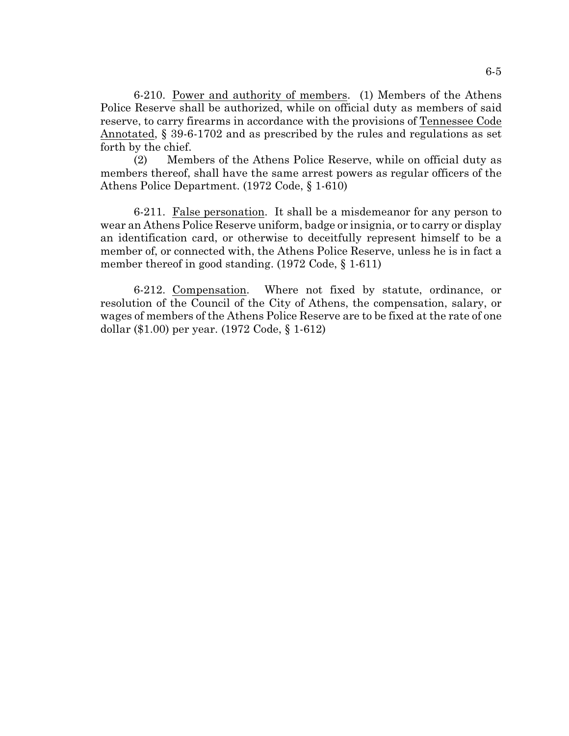6-210. Power and authority of members. (1) Members of the Athens Police Reserve shall be authorized, while on official duty as members of said reserve, to carry firearms in accordance with the provisions of Tennessee Code Annotated, § 39-6-1702 and as prescribed by the rules and regulations as set forth by the chief.

(2) Members of the Athens Police Reserve, while on official duty as members thereof, shall have the same arrest powers as regular officers of the Athens Police Department. (1972 Code, § 1-610)

6-211. False personation. It shall be a misdemeanor for any person to wear an Athens Police Reserve uniform, badge or insignia, or to carry or display an identification card, or otherwise to deceitfully represent himself to be a member of, or connected with, the Athens Police Reserve, unless he is in fact a member thereof in good standing. (1972 Code, § 1-611)

6-212. Compensation. Where not fixed by statute, ordinance, or resolution of the Council of the City of Athens, the compensation, salary, or wages of members of the Athens Police Reserve are to be fixed at the rate of one dollar ($1.00) per year. (1972 Code, § 1-612)